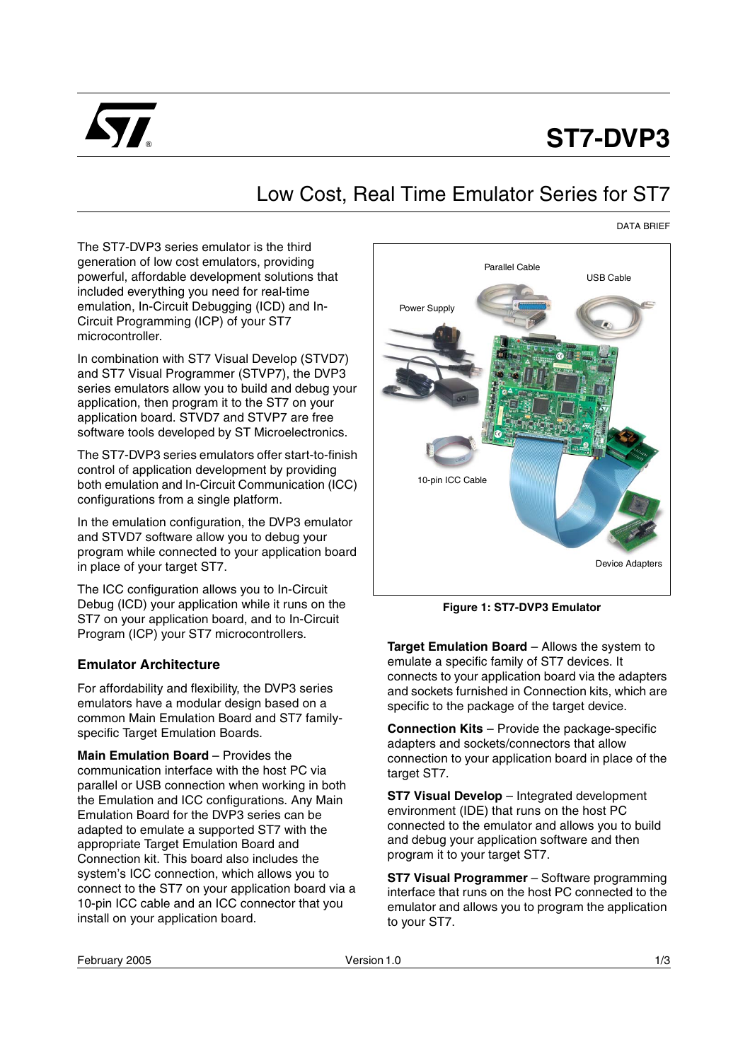# ST7-DVP3

## Low Cost, Real Time Emulator Series for ST7

DATA BRIEF

The ST7-DVP3 series emulator is the third generation of low cost emulators, providing powerful, affordable development solutions that included everything you need for real-time emulation, In-Circuit Debugging (ICD) and In-Circuit Programming (ICP) of your ST7 microcontroller.

In combination with ST7 Visual Develop (STVD7) and ST7 Visual Programmer (STVP7), the DVP3 series emulators allow you to build and debug your application, then program it to the ST7 on your application board. STVD7 and STVP7 are free software tools developed by ST Microelectronics.

The ST7-DVP3 series emulators offer start-to-finish control of application development by providing both emulation and In-Circuit Communication (ICC) configurations from a single platform.

In the emulation configuration, the DVP3 emulator and STVD7 software allow you to debug your program while connected to your application board in place of your target ST7.

The ICC configuration allows you to In-Circuit Debug (ICD) your application while it runs on the ST7 on your application board, and to In-Circuit Program (ICP) your ST7 microcontrollers.

**Figure 1: ST7-DVP3 Emulator**

### Emulator Architecture

For affordability and flexibility, the DVP3 series emulators have a modular design based on a common Main Emulation Board and ST7 family-specific Target Emulation Boards.

**Main Emulation Board** – Provides the communication interface with the host PC via parallel or USB connection when working in both the Emulation and ICC configurations. Any Main Emulation Board for the DVP3 series can be adapted to emulate a supported ST7 with the appropriate Target Emulation Board and Connection kit. This board also includes the system's ICC connection, which allows you to connect to the ST7 on your application board via a 10-pin ICC cable and an ICC connector that you install on your application board.

**Target Emulation Board** – Allows the system to emulate a specific family of ST7 devices. It connects to your application board via the adapters and sockets furnished in Connection kits, which are specific to the package of the target device.

**Connection Kits** – Provide the package-specific adapters and sockets/connectors that allow connection to your application board in place of the target ST7.

**ST7 Visual Develop** – Integrated development environment (IDE) that runs on the host PC connected to the emulator and allows you to build and debug your application software and then program it to your target ST7.

**ST7 Visual Programmer** – Software programming interface that runs on the host PC connected to the emulator and allows you to program the application to your ST7.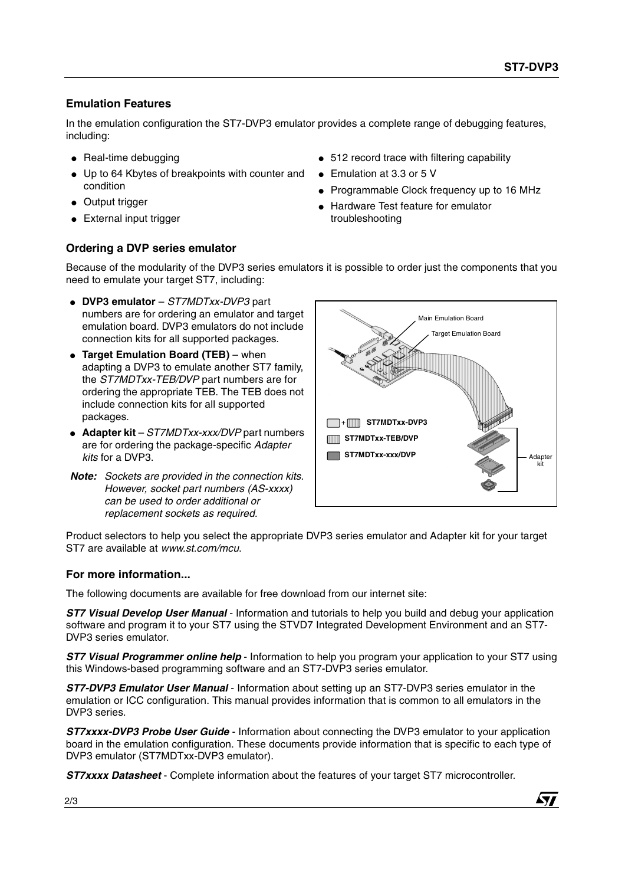## Emulation Features

In the emulation configuration the ST7-DVP3 emulator provides a complete range of debugging features, including:

- Real-time debugging
- Up to 64 Kbytes of breakpoints with counter and condition
- Output trigger
- External input trigger
- 512 record trace with filtering capability
- Emulation at 3.3 or 5 V
- Programmable Clock frequency up to 16 MHz
- Hardware Test feature for emulator troubleshooting

## Ordering a DVP series emulator

Because of the modularity of the DVP3 series emulators it is possible to order just the components that you need to emulate your target ST7, including:

- **DVP3 emulator** – *ST7MDTxx-DVP3* part numbers are for ordering an emulator and target emulation board. DVP3 emulators do not include connection kits for all supported packages.
- **Target Emulation Board (TEB)** – when adapting a DVP3 to emulate another ST7 family, the *ST7MDTxx-TEB/DVP* part numbers are for ordering the appropriate TEB. The TEB does not include connection kits for all supported packages.
- **Adapter kit** – *ST7MDTxx-xxx/DVP* part numbers are for ordering the package-specific *Adapter kits* for a DVP3.

***Note:*** *Sockets are provided in the connection kits. However, socket part numbers (AS-xxxx) can be used to order additional or replacement sockets as required.*

Product selectors to help you select the appropriate DVP3 series emulator and Adapter kit for your target ST7 are available at *www.st.com/mcu*.

## For more information...

The following documents are available for free download from our internet site:

***ST7 Visual Develop User Manual*** - Information and tutorials to help you build and debug your application software and program it to your ST7 using the STVD7 Integrated Development Environment and an ST7-DVP3 series emulator.

***ST7 Visual Programmer online help*** - Information to help you program your application to your ST7 using this Windows-based programming software and an ST7-DVP3 series emulator.

***ST7-DVP3 Emulator User Manual*** - Information about setting up an ST7-DVP3 series emulator in the emulation or ICC configuration. This manual provides information that is common to all emulators in the DVP3 series.

***ST7xxxx-DVP3 Probe User Guide*** - Information about connecting the DVP3 emulator to your application board in the emulation configuration. These documents provide information that is specific to each type of DVP3 emulator (ST7MDTxx-DVP3 emulator).

***ST7xxxx Datasheet*** - Complete information about the features of your target ST7 microcontroller.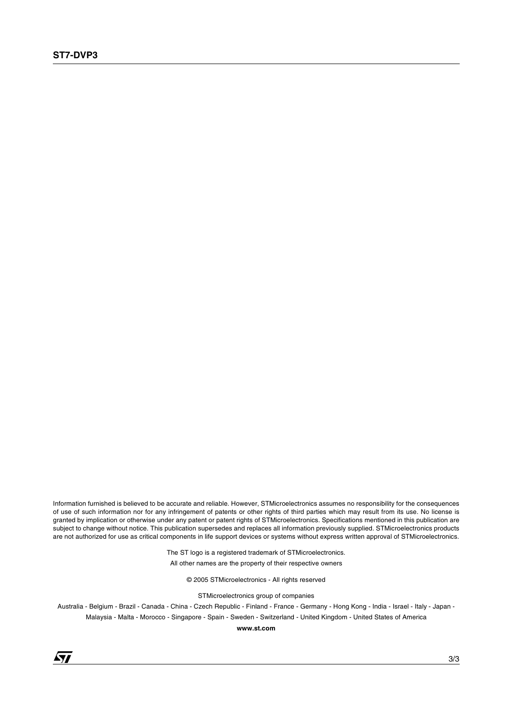Information furnished is believed to be accurate and reliable. However, STMicroelectronics assumes no responsibility for the consequences of use of such information nor for any infringement of patents or other rights of third parties which may result from its use. No license is granted by implication or otherwise under any patent or patent rights of STMicroelectronics. Specifications mentioned in this publication are subject to change without notice. This publication supersedes and replaces all information previously supplied. STMicroelectronics products are not authorized for use as critical components in life support devices or systems without express written approval of STMicroelectronics.

The ST logo is a registered trademark of STMicroelectronics.

All other names are the property of their respective owners

© 2005 STMicroelectronics - All rights reserved

STMicroelectronics group of companies

Australia - Belgium - Brazil - Canada - China - Czech Republic - Finland - France - Germany - Hong Kong - India - Israel - Italy - Japan - Malaysia - Malta - Morocco - Singapore - Spain - Sweden - Switzerland - United Kingdom - United States of America

**www.st.com**